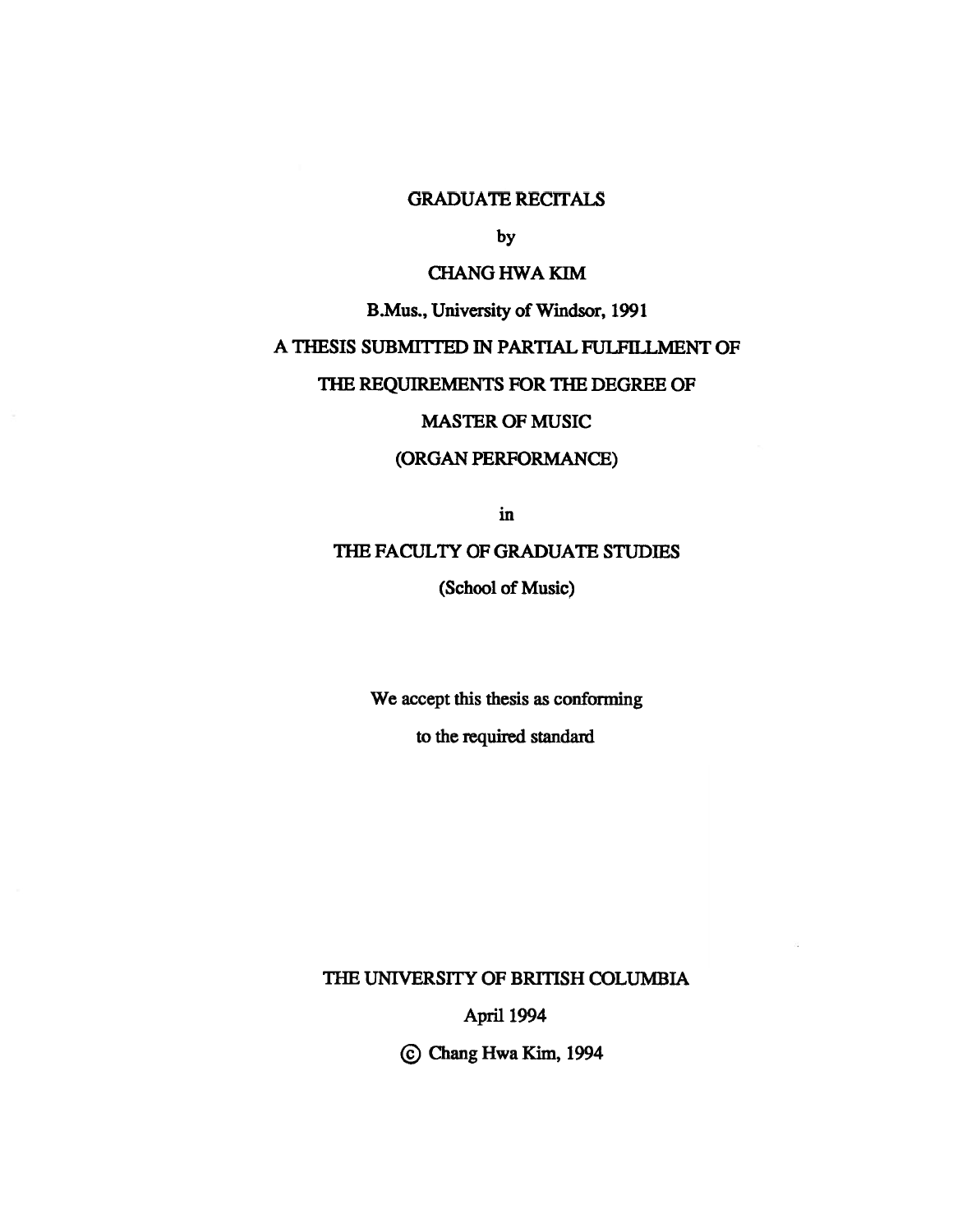# GRADUATE RECITALS

by

CHANG HWA KIM

B.Mus., University of Windsor, 1991

A THESIS SUBMITTED IN PARTIAL FULFILLMENT OF

THE REQUIREMENTS FOR THE DEGREE OF

MASTER OF MUSIC

(ORGAN PERFORMANCE)

in

THE FACULTY OF GRADUATE STUDIES

(School of Music)

We accept this thesis as conforming

to the required standard

THE UNIVERSITY OF BRITISH COLUMBIA

April 1994

© Chang Hwa Kim, 1994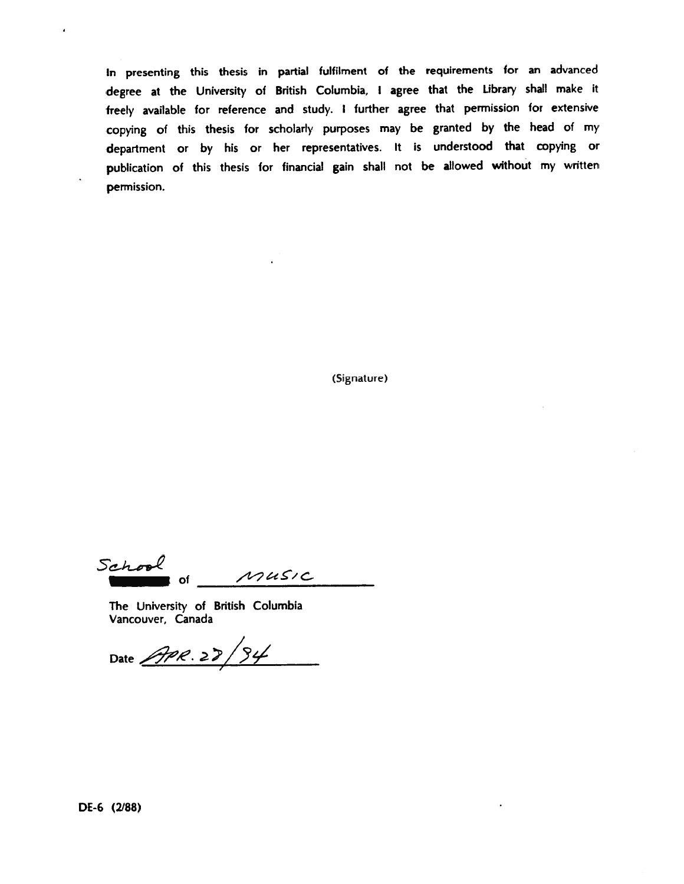In presenting this thesis in partial fulfilment of the requirements for an advanced degree at the University of British Columbia, I agree that the Library shall make it freely available for reference and study. I further agree that permission for extensive copying of this thesis for scholarly purposes may be granted by the head of my department or by his or her representatives. It is understood that copying or publication of this thesis for financial gain shall not be allowed without my written permission.

(Signature)

School of Music

The University of British Columbia
Vancouver, Canada

Date Apr. 28/94

DE-6 (2/88)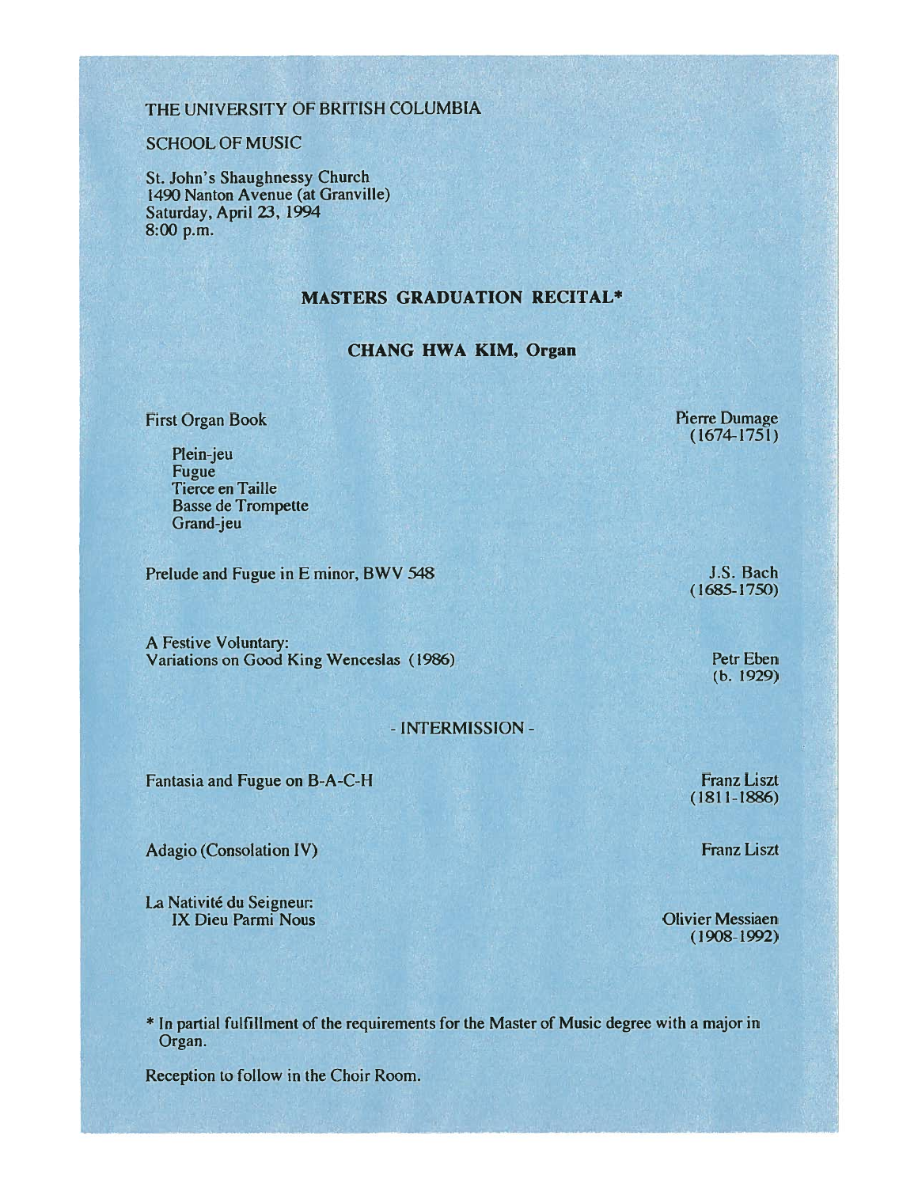THE UNIVERSITY OF BRITISH COLUMBIA

SCHOOL OF MUSIC

St. John's Shaughnessy Church
1490 Nanton Avenue (at Granville)
Saturday, April 23, 1994
8:00 p.m.

## MASTERS GRADUATION RECITAL*

### CHANG HWA KIM, Organ

First Organ Book — Pierre Dumage (1674-1751)

- Plein-jeu
- Fugue
- Tierce en Taille
- Basse de Trompette
- Grand-jeu

Prelude and Fugue in E minor, BWV 548 — J.S. Bach (1685-1750)

A Festive Voluntary:
Variations on Good King Wenceslas (1986) — Petr Eben (b. 1929)

- INTERMISSION -

Fantasia and Fugue on B-A-C-H — Franz Liszt (1811-1886)

Adagio (Consolation IV) — Franz Liszt

La Nativité du Seigneur:
IX Dieu Parmi Nous — Olivier Messiaen (1908-1992)

* In partial fulfillment of the requirements for the Master of Music degree with a major in Organ.

Reception to follow in the Choir Room.